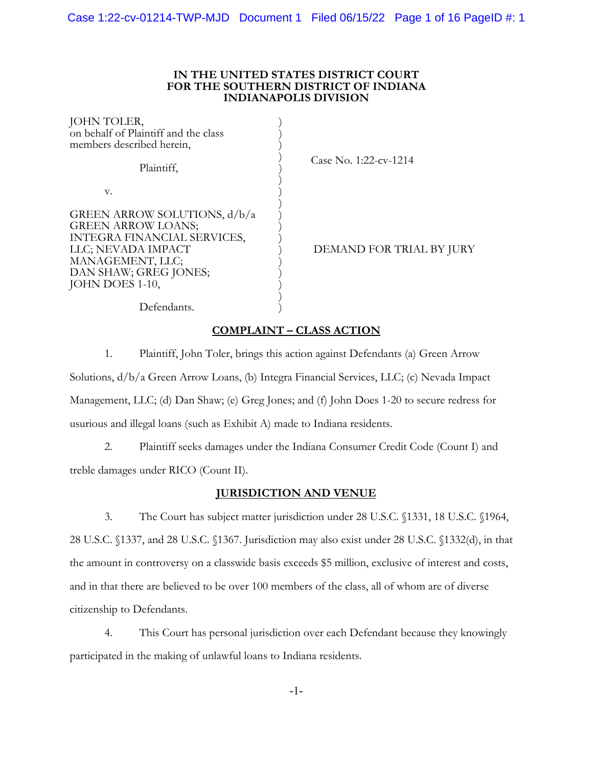**IN THE UNITED STATES DISTRICT COURT**
**FOR THE SOUTHERN DISTRICT OF INDIANA**
**INDIANAPOLIS DIVISION**

| | | |
|---|---|---|
| JOHN TOLER, on behalf of Plaintiff and the class members described herein, | ) | |
| Plaintiff, | ) | Case No. 1:22-cv-1214 |
| v. | ) | |
| GREEN ARROW SOLUTIONS, d/b/a GREEN ARROW LOANS; INTEGRA FINANCIAL SERVICES, LLC; NEVADA IMPACT MANAGEMENT, LLC; DAN SHAW; GREG JONES; JOHN DOES 1-10, | ) | DEMAND FOR TRIAL BY JURY |
| Defendants. | ) | |

## COMPLAINT – CLASS ACTION

1. Plaintiff, John Toler, brings this action against Defendants (a) Green Arrow Solutions, d/b/a Green Arrow Loans, (b) Integra Financial Services, LLC; (c) Nevada Impact Management, LLC; (d) Dan Shaw; (e) Greg Jones; and (f) John Does 1-20 to secure redress for usurious and illegal loans (such as Exhibit A) made to Indiana residents.

2. Plaintiff seeks damages under the Indiana Consumer Credit Code (Count I) and treble damages under RICO (Count II).

## JURISDICTION AND VENUE

3. The Court has subject matter jurisdiction under 28 U.S.C. §1331, 18 U.S.C. §1964, 28 U.S.C. §1337, and 28 U.S.C. §1367. Jurisdiction may also exist under 28 U.S.C. §1332(d), in that the amount in controversy on a classwide basis exceeds $5 million, exclusive of interest and costs, and in that there are believed to be over 100 members of the class, all of whom are of diverse citizenship to Defendants.

4. This Court has personal jurisdiction over each Defendant because they knowingly participated in the making of unlawful loans to Indiana residents.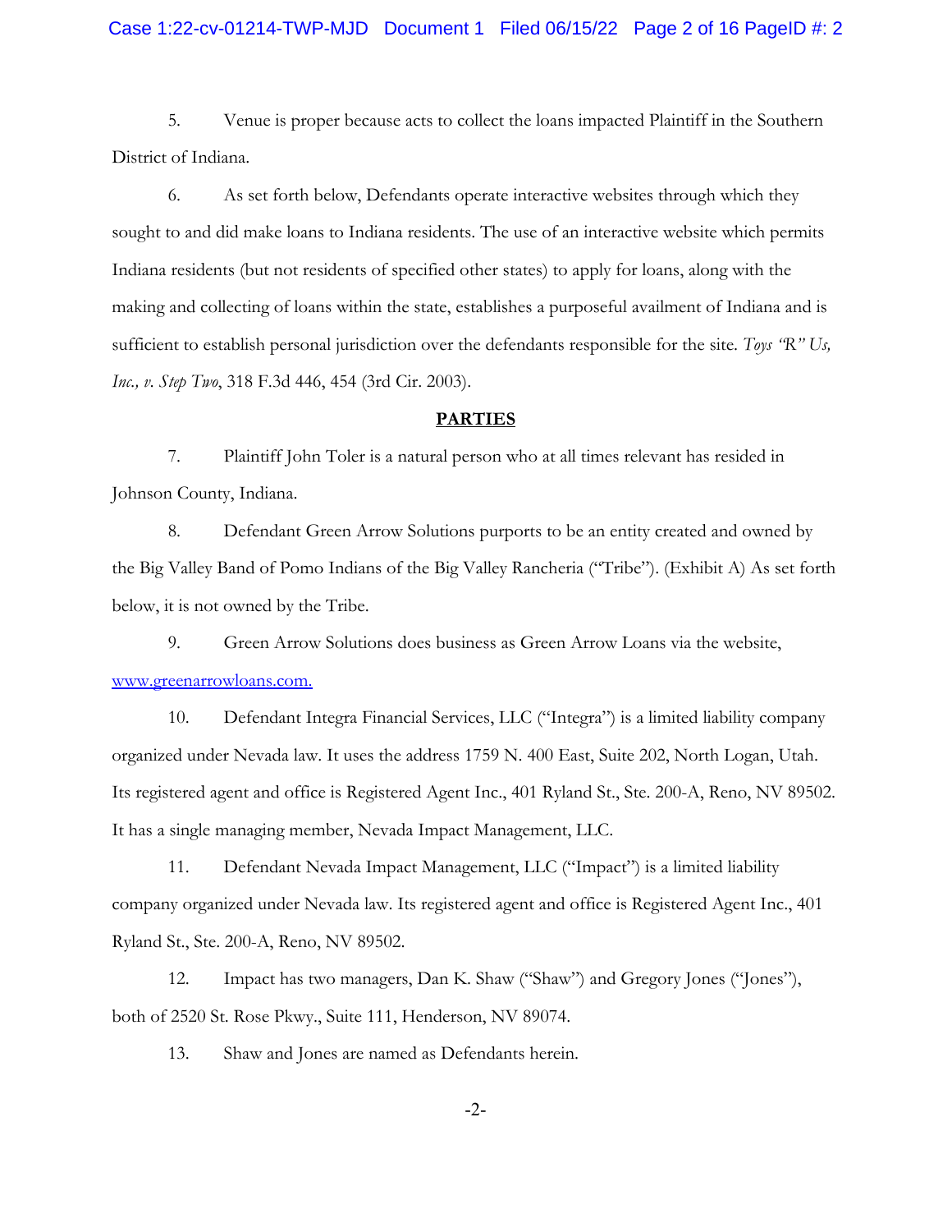5. Venue is proper because acts to collect the loans impacted Plaintiff in the Southern District of Indiana.

6. As set forth below, Defendants operate interactive websites through which they sought to and did make loans to Indiana residents. The use of an interactive website which permits Indiana residents (but not residents of specified other states) to apply for loans, along with the making and collecting of loans within the state, establishes a purposeful availment of Indiana and is sufficient to establish personal jurisdiction over the defendants responsible for the site. *Toys "R" Us, Inc., v. Step Two*, 318 F.3d 446, 454 (3rd Cir. 2003).

## PARTIES

7. Plaintiff John Toler is a natural person who at all times relevant has resided in Johnson County, Indiana.

8. Defendant Green Arrow Solutions purports to be an entity created and owned by the Big Valley Band of Pomo Indians of the Big Valley Rancheria ("Tribe"). (Exhibit A) As set forth below, it is not owned by the Tribe.

9. Green Arrow Solutions does business as Green Arrow Loans via the website, www.greenarrowloans.com.

10. Defendant Integra Financial Services, LLC ("Integra") is a limited liability company organized under Nevada law. It uses the address 1759 N. 400 East, Suite 202, North Logan, Utah. Its registered agent and office is Registered Agent Inc., 401 Ryland St., Ste. 200-A, Reno, NV 89502. It has a single managing member, Nevada Impact Management, LLC.

11. Defendant Nevada Impact Management, LLC ("Impact") is a limited liability company organized under Nevada law. Its registered agent and office is Registered Agent Inc., 401 Ryland St., Ste. 200-A, Reno, NV 89502.

12. Impact has two managers, Dan K. Shaw ("Shaw") and Gregory Jones ("Jones"), both of 2520 St. Rose Pkwy., Suite 111, Henderson, NV 89074.

13. Shaw and Jones are named as Defendants herein.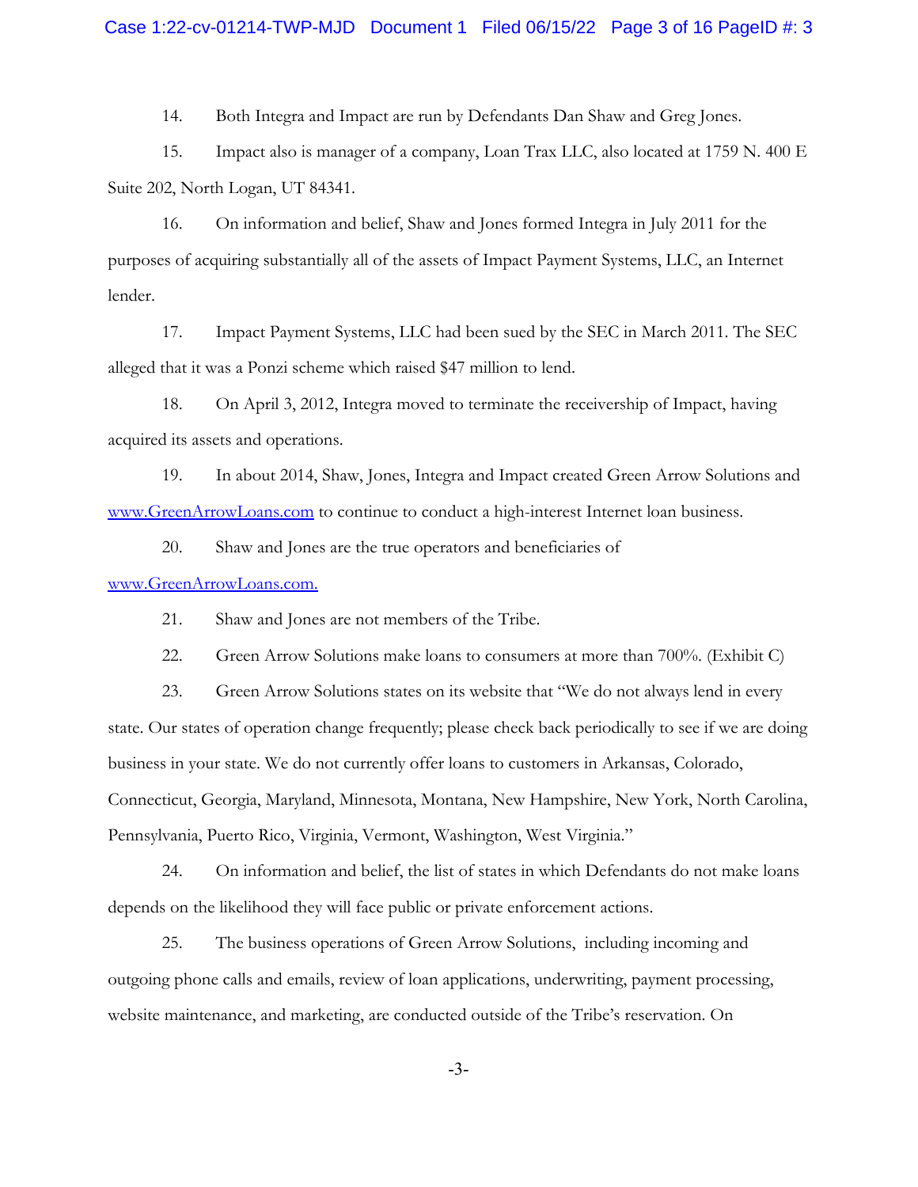14. Both Integra and Impact are run by Defendants Dan Shaw and Greg Jones.

15. Impact also is manager of a company, Loan Trax LLC, also located at 1759 N. 400 E Suite 202, North Logan, UT 84341.

16. On information and belief, Shaw and Jones formed Integra in July 2011 for the purposes of acquiring substantially all of the assets of Impact Payment Systems, LLC, an Internet lender.

17. Impact Payment Systems, LLC had been sued by the SEC in March 2011. The SEC alleged that it was a Ponzi scheme which raised $47 million to lend.

18. On April 3, 2012, Integra moved to terminate the receivership of Impact, having acquired its assets and operations.

19. In about 2014, Shaw, Jones, Integra and Impact created Green Arrow Solutions and [www.GreenArrowLoans.com](http://www.GreenArrowLoans.com) to continue to conduct a high-interest Internet loan business.

20. Shaw and Jones are the true operators and beneficiaries of [www.GreenArrowLoans.com.](http://www.GreenArrowLoans.com)

21. Shaw and Jones are not members of the Tribe.

22. Green Arrow Solutions make loans to consumers at more than 700%. (Exhibit C)

23. Green Arrow Solutions states on its website that "We do not always lend in every state. Our states of operation change frequently; please check back periodically to see if we are doing business in your state. We do not currently offer loans to customers in Arkansas, Colorado, Connecticut, Georgia, Maryland, Minnesota, Montana, New Hampshire, New York, North Carolina, Pennsylvania, Puerto Rico, Virginia, Vermont, Washington, West Virginia."

24. On information and belief, the list of states in which Defendants do not make loans depends on the likelihood they will face public or private enforcement actions.

25. The business operations of Green Arrow Solutions, including incoming and outgoing phone calls and emails, review of loan applications, underwriting, payment processing, website maintenance, and marketing, are conducted outside of the Tribe's reservation. On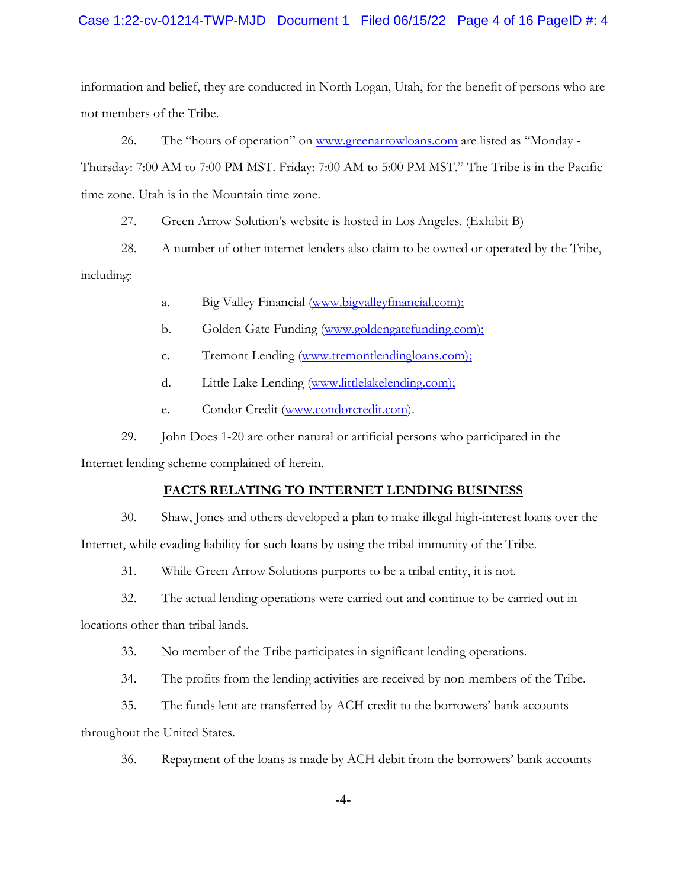information and belief, they are conducted in North Logan, Utah, for the benefit of persons who are not members of the Tribe.

26. The "hours of operation" on www.greenarrowloans.com are listed as "Monday - Thursday: 7:00 AM to 7:00 PM MST. Friday: 7:00 AM to 5:00 PM MST." The Tribe is in the Pacific time zone. Utah is in the Mountain time zone.

27. Green Arrow Solution's website is hosted in Los Angeles. (Exhibit B)

28. A number of other internet lenders also claim to be owned or operated by the Tribe, including:

- a. Big Valley Financial (www.bigvalleyfinancial.com);
- b. Golden Gate Funding (www.goldengatefunding.com);
- c. Tremont Lending (www.tremontlendingloans.com);
- d. Little Lake Lending (www.littlelakelending.com);
- e. Condor Credit (www.condorcredit.com).

29. John Does 1-20 are other natural or artificial persons who participated in the Internet lending scheme complained of herein.

## FACTS RELATING TO INTERNET LENDING BUSINESS

30. Shaw, Jones and others developed a plan to make illegal high-interest loans over the Internet, while evading liability for such loans by using the tribal immunity of the Tribe.

31. While Green Arrow Solutions purports to be a tribal entity, it is not.

32. The actual lending operations were carried out and continue to be carried out in locations other than tribal lands.

33. No member of the Tribe participates in significant lending operations.

34. The profits from the lending activities are received by non-members of the Tribe.

35. The funds lent are transferred by ACH credit to the borrowers' bank accounts throughout the United States.

36. Repayment of the loans is made by ACH debit from the borrowers' bank accounts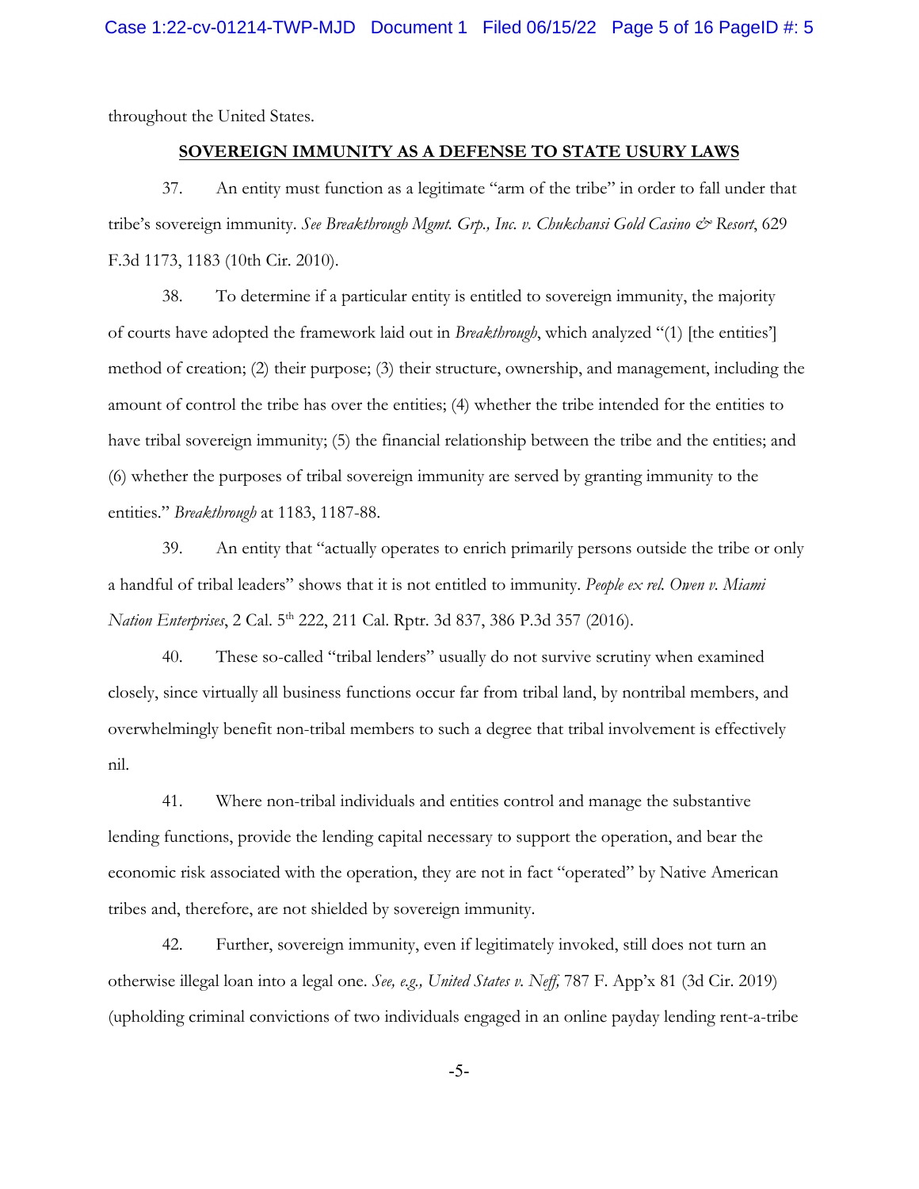throughout the United States.

## SOVEREIGN IMMUNITY AS A DEFENSE TO STATE USURY LAWS

37. An entity must function as a legitimate "arm of the tribe" in order to fall under that tribe's sovereign immunity. *See Breakthrough Mgmt. Grp., Inc. v. Chukchansi Gold Casino & Resort*, 629 F.3d 1173, 1183 (10th Cir. 2010).

38. To determine if a particular entity is entitled to sovereign immunity, the majority of courts have adopted the framework laid out in *Breakthrough*, which analyzed "(1) [the entities'] method of creation; (2) their purpose; (3) their structure, ownership, and management, including the amount of control the tribe has over the entities; (4) whether the tribe intended for the entities to have tribal sovereign immunity; (5) the financial relationship between the tribe and the entities; and (6) whether the purposes of tribal sovereign immunity are served by granting immunity to the entities." *Breakthrough* at 1183, 1187-88.

39. An entity that "actually operates to enrich primarily persons outside the tribe or only a handful of tribal leaders" shows that it is not entitled to immunity. *People ex rel. Owen v. Miami Nation Enterprises*, 2 Cal. 5th 222, 211 Cal. Rptr. 3d 837, 386 P.3d 357 (2016).

40. These so-called "tribal lenders" usually do not survive scrutiny when examined closely, since virtually all business functions occur far from tribal land, by nontribal members, and overwhelmingly benefit non-tribal members to such a degree that tribal involvement is effectively nil.

41. Where non-tribal individuals and entities control and manage the substantive lending functions, provide the lending capital necessary to support the operation, and bear the economic risk associated with the operation, they are not in fact "operated" by Native American tribes and, therefore, are not shielded by sovereign immunity.

42. Further, sovereign immunity, even if legitimately invoked, still does not turn an otherwise illegal loan into a legal one. *See, e.g., United States v. Neff,* 787 F. App'x 81 (3d Cir. 2019) (upholding criminal convictions of two individuals engaged in an online payday lending rent-a-tribe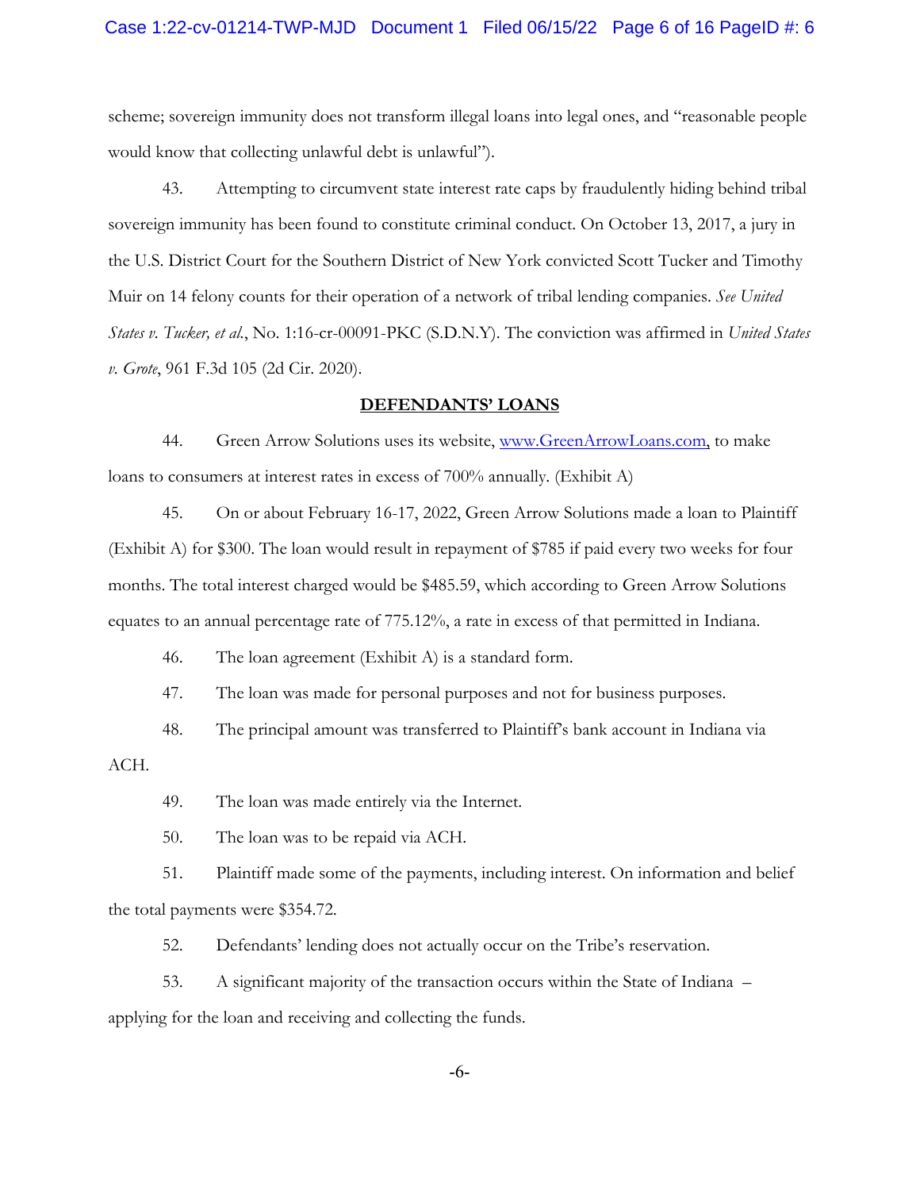scheme; sovereign immunity does not transform illegal loans into legal ones, and "reasonable people would know that collecting unlawful debt is unlawful").

43. Attempting to circumvent state interest rate caps by fraudulently hiding behind tribal sovereign immunity has been found to constitute criminal conduct. On October 13, 2017, a jury in the U.S. District Court for the Southern District of New York convicted Scott Tucker and Timothy Muir on 14 felony counts for their operation of a network of tribal lending companies. *See United States v. Tucker, et al.*, No. 1:16-cr-00091-PKC (S.D.N.Y). The conviction was affirmed in *United States v. Grote*, 961 F.3d 105 (2d Cir. 2020).

## DEFENDANTS' LOANS

44. Green Arrow Solutions uses its website, [www.GreenArrowLoans.com](www.GreenArrowLoans.com), to make loans to consumers at interest rates in excess of 700% annually. (Exhibit A)

45. On or about February 16-17, 2022, Green Arrow Solutions made a loan to Plaintiff (Exhibit A) for $300. The loan would result in repayment of $785 if paid every two weeks for four months. The total interest charged would be $485.59, which according to Green Arrow Solutions equates to an annual percentage rate of 775.12%, a rate in excess of that permitted in Indiana.

46. The loan agreement (Exhibit A) is a standard form.

47. The loan was made for personal purposes and not for business purposes.

48. The principal amount was transferred to Plaintiff's bank account in Indiana via ACH.

49. The loan was made entirely via the Internet.

50. The loan was to be repaid via ACH.

51. Plaintiff made some of the payments, including interest. On information and belief the total payments were $354.72.

52. Defendants' lending does not actually occur on the Tribe's reservation.

53. A significant majority of the transaction occurs within the State of Indiana – applying for the loan and receiving and collecting the funds.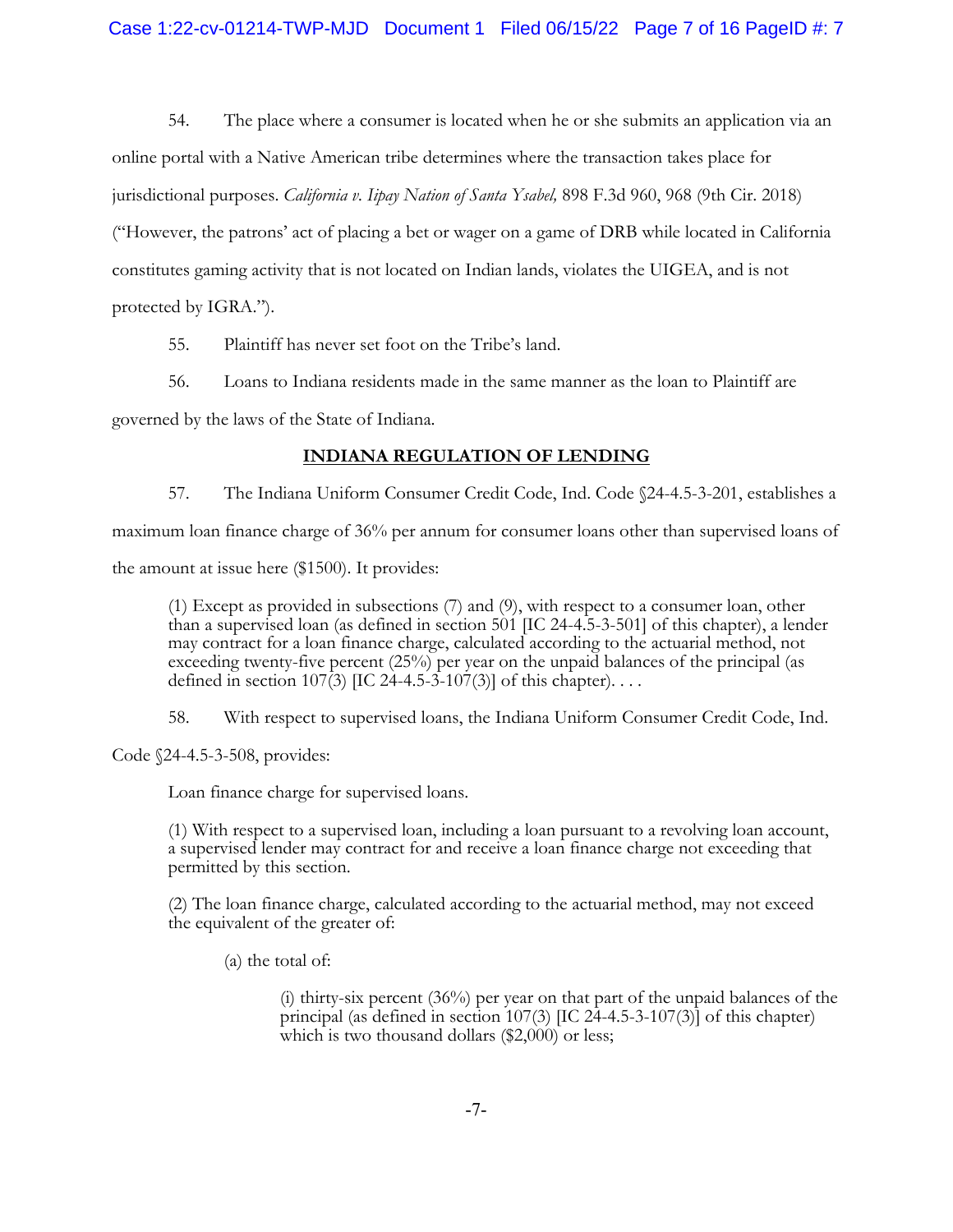54. The place where a consumer is located when he or she submits an application via an online portal with a Native American tribe determines where the transaction takes place for jurisdictional purposes. *California v. Iipay Nation of Santa Ysabel,* 898 F.3d 960, 968 (9th Cir. 2018) ("However, the patrons' act of placing a bet or wager on a game of DRB while located in California constitutes gaming activity that is not located on Indian lands, violates the UIGEA, and is not protected by IGRA.").

55. Plaintiff has never set foot on the Tribe's land.

56. Loans to Indiana residents made in the same manner as the loan to Plaintiff are governed by the laws of the State of Indiana.

## INDIANA REGULATION OF LENDING

57. The Indiana Uniform Consumer Credit Code, Ind. Code §24-4.5-3-201, establishes a maximum loan finance charge of 36% per annum for consumer loans other than supervised loans of the amount at issue here ($1500). It provides:

> (1) Except as provided in subsections (7) and (9), with respect to a consumer loan, other than a supervised loan (as defined in section 501 [IC 24-4.5-3-501] of this chapter), a lender may contract for a loan finance charge, calculated according to the actuarial method, not exceeding twenty-five percent (25%) per year on the unpaid balances of the principal (as defined in section 107(3) [IC 24-4.5-3-107(3)] of this chapter). . . .

58. With respect to supervised loans, the Indiana Uniform Consumer Credit Code, Ind. Code §24-4.5-3-508, provides:

> Loan finance charge for supervised loans.
>
> (1) With respect to a supervised loan, including a loan pursuant to a revolving loan account, a supervised lender may contract for and receive a loan finance charge not exceeding that permitted by this section.
>
> (2) The loan finance charge, calculated according to the actuarial method, may not exceed the equivalent of the greater of:
>
> > (a) the total of:
> >
> > > (i) thirty-six percent (36%) per year on that part of the unpaid balances of the principal (as defined in section 107(3) [IC 24-4.5-3-107(3)] of this chapter) which is two thousand dollars ($2,000) or less;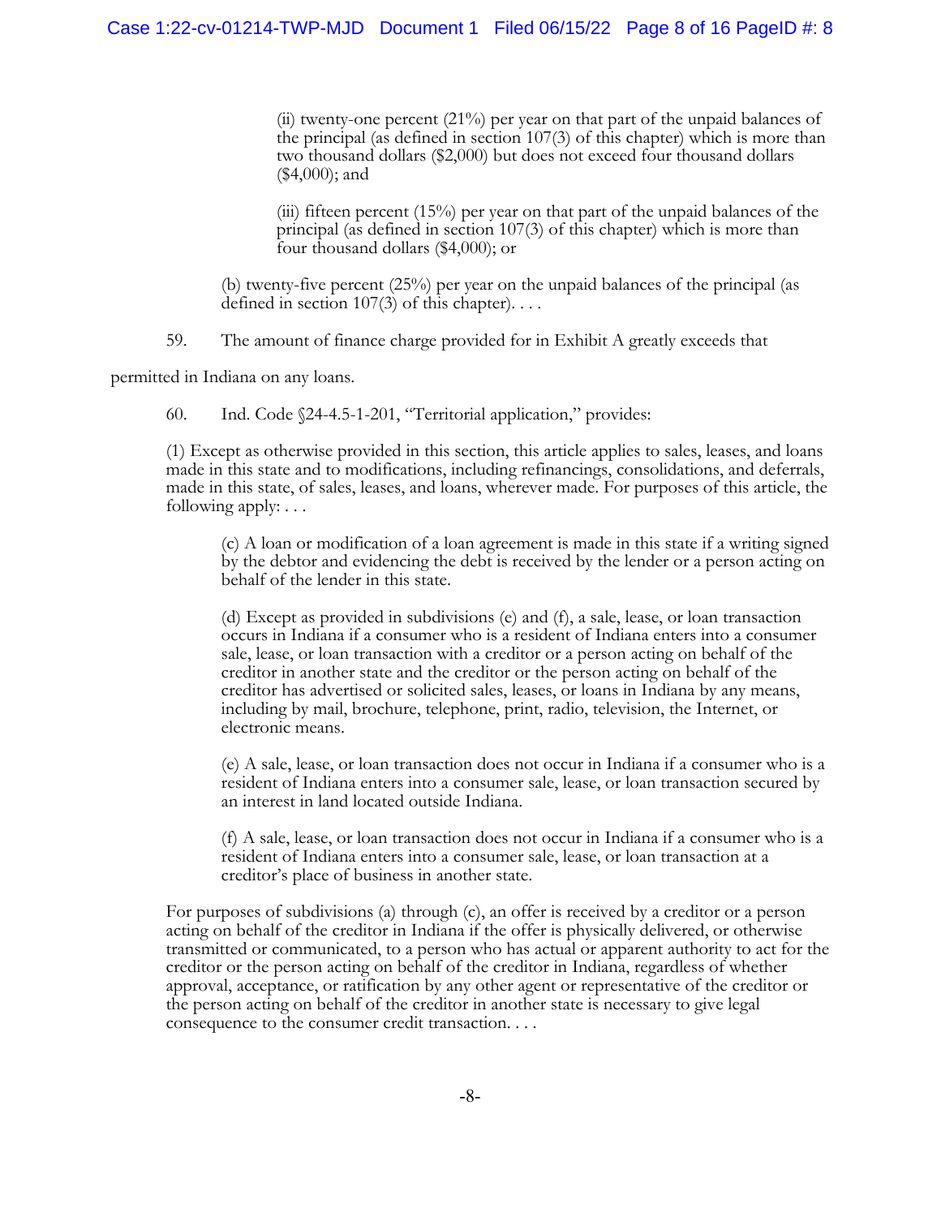(ii) twenty-one percent (21%) per year on that part of the unpaid balances of the principal (as defined in section 107(3) of this chapter) which is more than two thousand dollars ($2,000) but does not exceed four thousand dollars ($4,000); and

(iii) fifteen percent (15%) per year on that part of the unpaid balances of the principal (as defined in section 107(3) of this chapter) which is more than four thousand dollars ($4,000); or

(b) twenty-five percent (25%) per year on the unpaid balances of the principal (as defined in section 107(3) of this chapter). . . .

59. The amount of finance charge provided for in Exhibit A greatly exceeds that permitted in Indiana on any loans.

60. Ind. Code §24-4.5-1-201, "Territorial application," provides:

(1) Except as otherwise provided in this section, this article applies to sales, leases, and loans made in this state and to modifications, including refinancings, consolidations, and deferrals, made in this state, of sales, leases, and loans, wherever made. For purposes of this article, the following apply: . . .

(c) A loan or modification of a loan agreement is made in this state if a writing signed by the debtor and evidencing the debt is received by the lender or a person acting on behalf of the lender in this state.

(d) Except as provided in subdivisions (e) and (f), a sale, lease, or loan transaction occurs in Indiana if a consumer who is a resident of Indiana enters into a consumer sale, lease, or loan transaction with a creditor or a person acting on behalf of the creditor in another state and the creditor or the person acting on behalf of the creditor has advertised or solicited sales, leases, or loans in Indiana by any means, including by mail, brochure, telephone, print, radio, television, the Internet, or electronic means.

(e) A sale, lease, or loan transaction does not occur in Indiana if a consumer who is a resident of Indiana enters into a consumer sale, lease, or loan transaction secured by an interest in land located outside Indiana.

(f) A sale, lease, or loan transaction does not occur in Indiana if a consumer who is a resident of Indiana enters into a consumer sale, lease, or loan transaction at a creditor's place of business in another state.

For purposes of subdivisions (a) through (c), an offer is received by a creditor or a person acting on behalf of the creditor in Indiana if the offer is physically delivered, or otherwise transmitted or communicated, to a person who has actual or apparent authority to act for the creditor or the person acting on behalf of the creditor in Indiana, regardless of whether approval, acceptance, or ratification by any other agent or representative of the creditor or the person acting on behalf of the creditor in another state is necessary to give legal consequence to the consumer credit transaction. . . .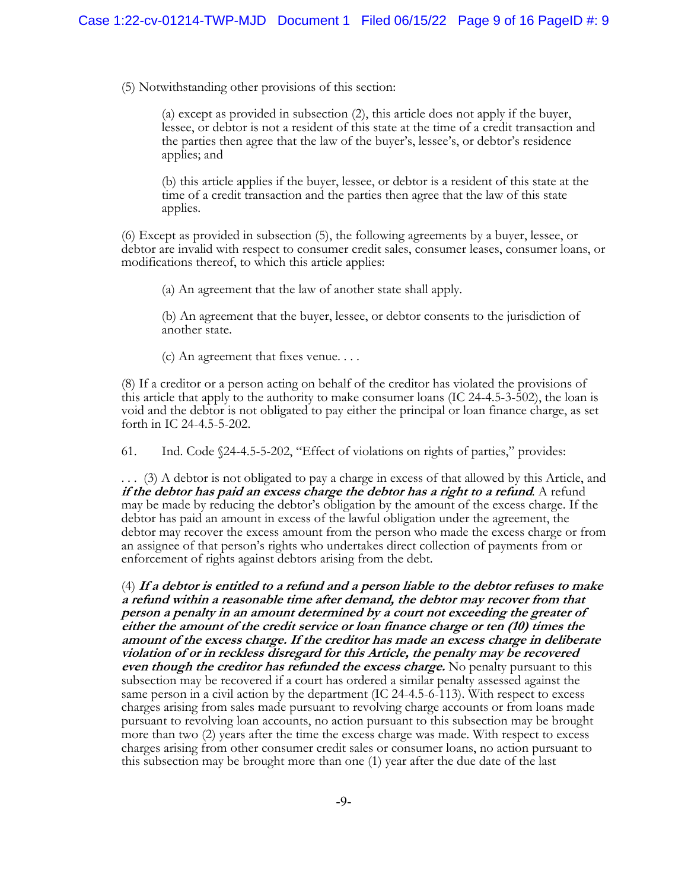(5) Notwithstanding other provisions of this section:

> (a) except as provided in subsection (2), this article does not apply if the buyer, lessee, or debtor is not a resident of this state at the time of a credit transaction and the parties then agree that the law of the buyer's, lessee's, or debtor's residence applies; and
>
> (b) this article applies if the buyer, lessee, or debtor is a resident of this state at the time of a credit transaction and the parties then agree that the law of this state applies.

(6) Except as provided in subsection (5), the following agreements by a buyer, lessee, or debtor are invalid with respect to consumer credit sales, consumer leases, consumer loans, or modifications thereof, to which this article applies:

> (a) An agreement that the law of another state shall apply.
>
> (b) An agreement that the buyer, lessee, or debtor consents to the jurisdiction of another state.
>
> (c) An agreement that fixes venue. . . .

(8) If a creditor or a person acting on behalf of the creditor has violated the provisions of this article that apply to the authority to make consumer loans (IC 24-4.5-3-502), the loan is void and the debtor is not obligated to pay either the principal or loan finance charge, as set forth in IC 24-4.5-5-202.

61. Ind. Code §24-4.5-5-202, "Effect of violations on rights of parties," provides:

. . . (3) A debtor is not obligated to pay a charge in excess of that allowed by this Article, and ***if the debtor has paid an excess charge the debtor has a right to a refund***. A refund may be made by reducing the debtor's obligation by the amount of the excess charge. If the debtor has paid an amount in excess of the lawful obligation under the agreement, the debtor may recover the excess amount from the person who made the excess charge or from an assignee of that person's rights who undertakes direct collection of payments from or enforcement of rights against debtors arising from the debt.

(4) ***If a debtor is entitled to a refund and a person liable to the debtor refuses to make a refund within a reasonable time after demand, the debtor may recover from that person a penalty in an amount determined by a court not exceeding the greater of either the amount of the credit service or loan finance charge or ten (10) times the amount of the excess charge. If the creditor has made an excess charge in deliberate violation of or in reckless disregard for this Article, the penalty may be recovered even though the creditor has refunded the excess charge.*** No penalty pursuant to this subsection may be recovered if a court has ordered a similar penalty assessed against the same person in a civil action by the department (IC 24-4.5-6-113). With respect to excess charges arising from sales made pursuant to revolving charge accounts or from loans made pursuant to revolving loan accounts, no action pursuant to this subsection may be brought more than two (2) years after the time the excess charge was made. With respect to excess charges arising from other consumer credit sales or consumer loans, no action pursuant to this subsection may be brought more than one (1) year after the due date of the last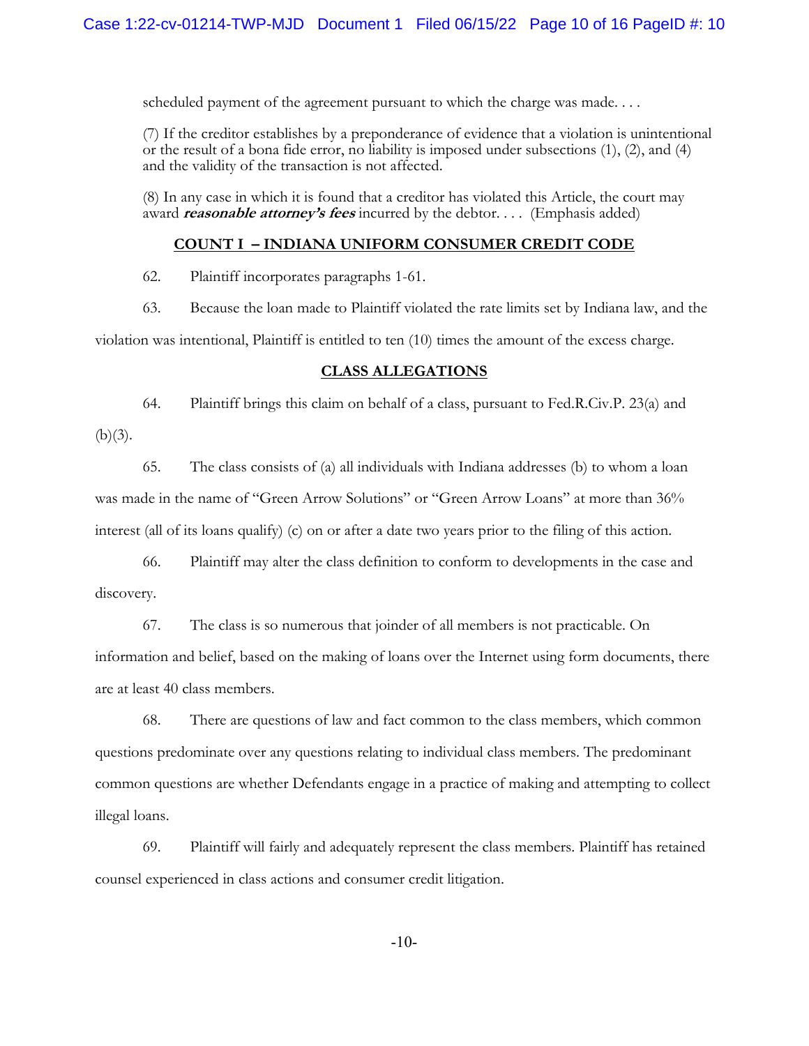scheduled payment of the agreement pursuant to which the charge was made. . . .

(7) If the creditor establishes by a preponderance of evidence that a violation is unintentional or the result of a bona fide error, no liability is imposed under subsections (1), (2), and (4) and the validity of the transaction is not affected.

(8) In any case in which it is found that a creditor has violated this Article, the court may award ***reasonable attorney's fees*** incurred by the debtor. . . . (Emphasis added)

## COUNT I – INDIANA UNIFORM CONSUMER CREDIT CODE

62. Plaintiff incorporates paragraphs 1-61.

63. Because the loan made to Plaintiff violated the rate limits set by Indiana law, and the violation was intentional, Plaintiff is entitled to ten (10) times the amount of the excess charge.

## CLASS ALLEGATIONS

64. Plaintiff brings this claim on behalf of a class, pursuant to Fed.R.Civ.P. 23(a) and (b)(3).

65. The class consists of (a) all individuals with Indiana addresses (b) to whom a loan was made in the name of "Green Arrow Solutions" or "Green Arrow Loans" at more than 36% interest (all of its loans qualify) (c) on or after a date two years prior to the filing of this action.

66. Plaintiff may alter the class definition to conform to developments in the case and discovery.

67. The class is so numerous that joinder of all members is not practicable. On information and belief, based on the making of loans over the Internet using form documents, there are at least 40 class members.

68. There are questions of law and fact common to the class members, which common questions predominate over any questions relating to individual class members. The predominant common questions are whether Defendants engage in a practice of making and attempting to collect illegal loans.

69. Plaintiff will fairly and adequately represent the class members. Plaintiff has retained counsel experienced in class actions and consumer credit litigation.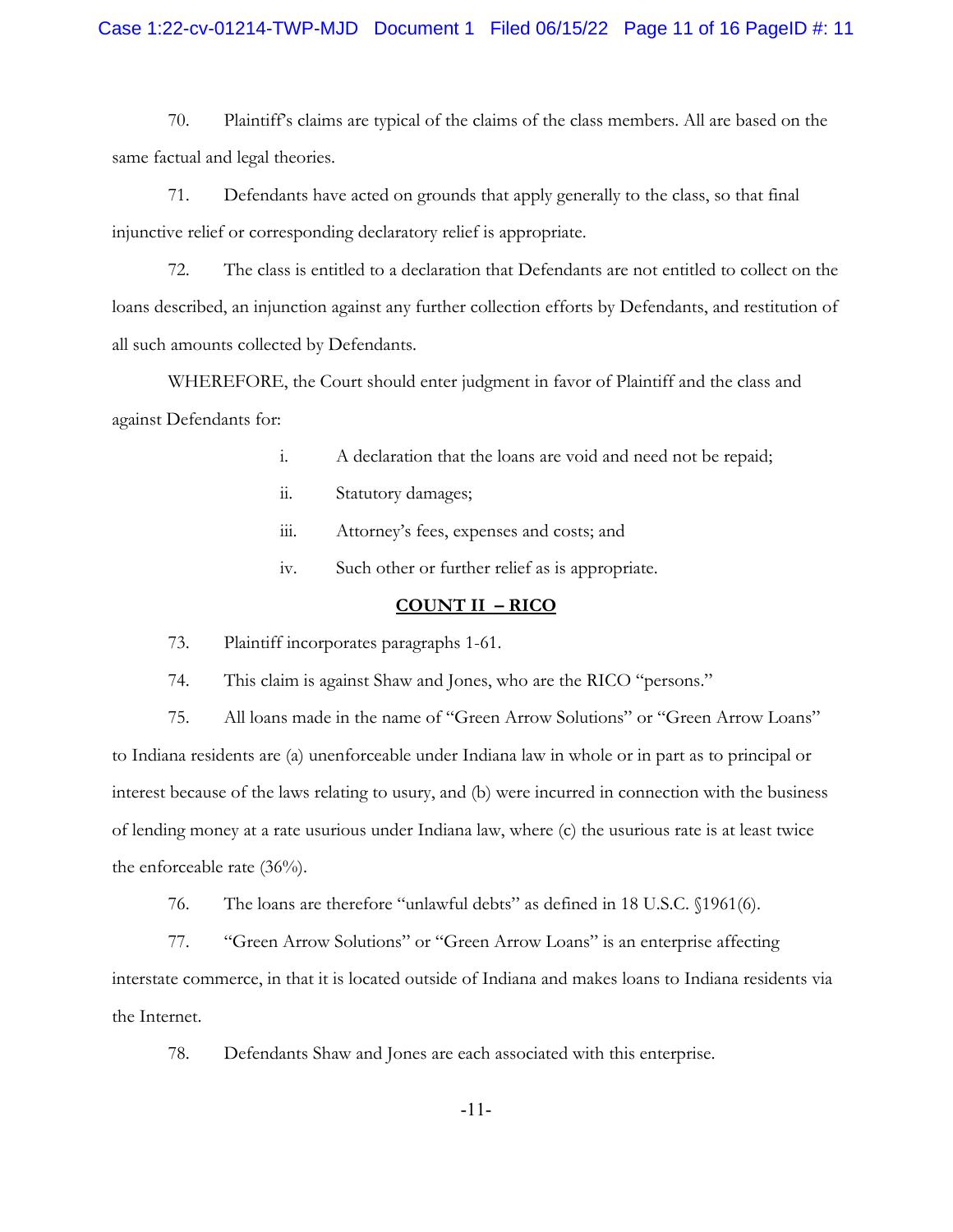70. Plaintiff's claims are typical of the claims of the class members. All are based on the same factual and legal theories.

71. Defendants have acted on grounds that apply generally to the class, so that final injunctive relief or corresponding declaratory relief is appropriate.

72. The class is entitled to a declaration that Defendants are not entitled to collect on the loans described, an injunction against any further collection efforts by Defendants, and restitution of all such amounts collected by Defendants.

WHEREFORE, the Court should enter judgment in favor of Plaintiff and the class and against Defendants for:

i. A declaration that the loans are void and need not be repaid;

ii. Statutory damages;

iii. Attorney's fees, expenses and costs; and

iv. Such other or further relief as is appropriate.

**COUNT II – RICO**

73. Plaintiff incorporates paragraphs 1-61.

74. This claim is against Shaw and Jones, who are the RICO "persons."

75. All loans made in the name of "Green Arrow Solutions" or "Green Arrow Loans" to Indiana residents are (a) unenforceable under Indiana law in whole or in part as to principal or interest because of the laws relating to usury, and (b) were incurred in connection with the business of lending money at a rate usurious under Indiana law, where (c) the usurious rate is at least twice the enforceable rate (36%).

76. The loans are therefore "unlawful debts" as defined in 18 U.S.C. §1961(6).

77. "Green Arrow Solutions" or "Green Arrow Loans" is an enterprise affecting interstate commerce, in that it is located outside of Indiana and makes loans to Indiana residents via the Internet.

78. Defendants Shaw and Jones are each associated with this enterprise.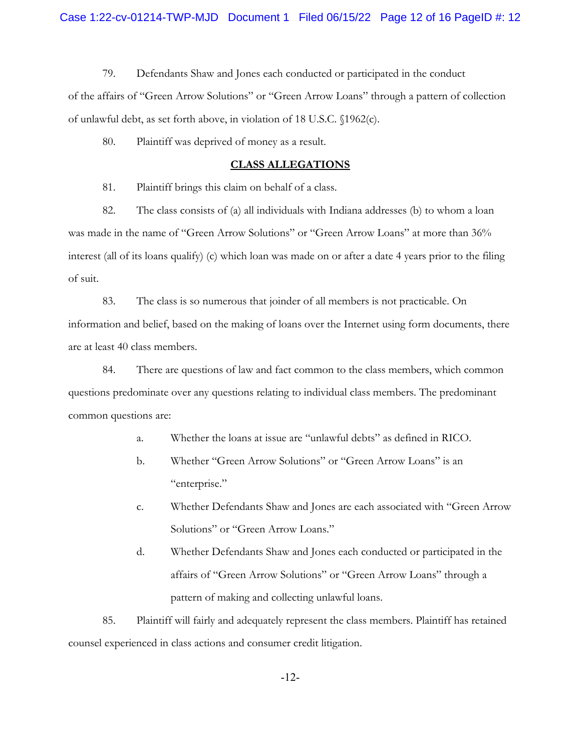79. Defendants Shaw and Jones each conducted or participated in the conduct of the affairs of "Green Arrow Solutions" or "Green Arrow Loans" through a pattern of collection of unlawful debt, as set forth above, in violation of 18 U.S.C. §1962(c).

80. Plaintiff was deprived of money as a result.

## CLASS ALLEGATIONS

81. Plaintiff brings this claim on behalf of a class.

82. The class consists of (a) all individuals with Indiana addresses (b) to whom a loan was made in the name of "Green Arrow Solutions" or "Green Arrow Loans" at more than 36% interest (all of its loans qualify) (c) which loan was made on or after a date 4 years prior to the filing of suit.

83. The class is so numerous that joinder of all members is not practicable. On information and belief, based on the making of loans over the Internet using form documents, there are at least 40 class members.

84. There are questions of law and fact common to the class members, which common questions predominate over any questions relating to individual class members. The predominant common questions are:

a. Whether the loans at issue are "unlawful debts" as defined in RICO.

b. Whether "Green Arrow Solutions" or "Green Arrow Loans" is an "enterprise."

c. Whether Defendants Shaw and Jones are each associated with "Green Arrow Solutions" or "Green Arrow Loans."

d. Whether Defendants Shaw and Jones each conducted or participated in the affairs of "Green Arrow Solutions" or "Green Arrow Loans" through a pattern of making and collecting unlawful loans.

85. Plaintiff will fairly and adequately represent the class members. Plaintiff has retained counsel experienced in class actions and consumer credit litigation.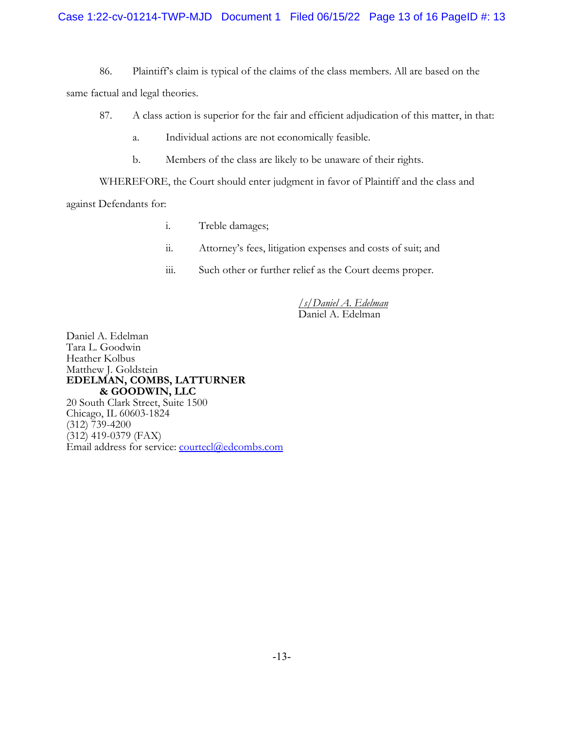86. Plaintiff's claim is typical of the claims of the class members. All are based on the same factual and legal theories.

87. A class action is superior for the fair and efficient adjudication of this matter, in that:

a. Individual actions are not economically feasible.

b. Members of the class are likely to be unaware of their rights.

WHEREFORE, the Court should enter judgment in favor of Plaintiff and the class and against Defendants for:

i. Treble damages;

ii. Attorney's fees, litigation expenses and costs of suit; and

iii. Such other or further relief as the Court deems proper.

/s/Daniel A. Edelman
Daniel A. Edelman

Daniel A. Edelman
Tara L. Goodwin
Heather Kolbus
Matthew J. Goldstein
**EDELMAN, COMBS, LATTURNER & GOODWIN, LLC**
20 South Clark Street, Suite 1500
Chicago, IL 60603-1824
(312) 739-4200
(312) 419-0379 (FAX)
Email address for service: courtecl@edcombs.com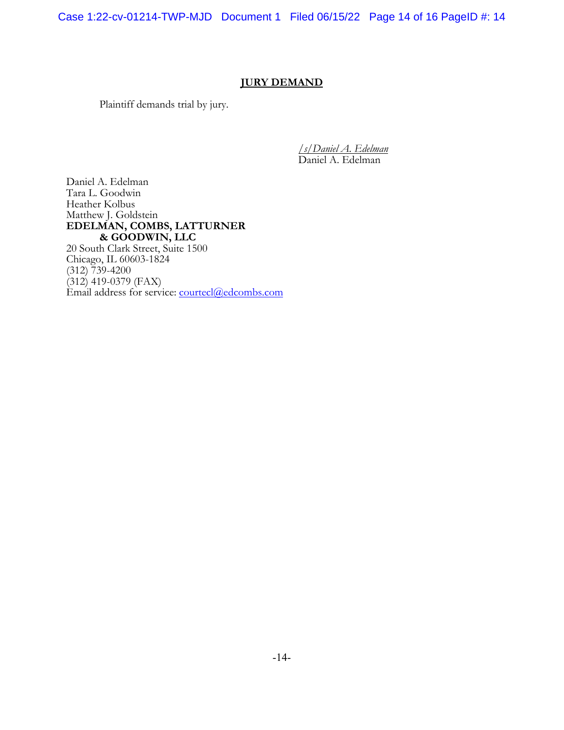## JURY DEMAND

Plaintiff demands trial by jury.

*/s/Daniel A. Edelman*
Daniel A. Edelman

Daniel A. Edelman
Tara L. Goodwin
Heather Kolbus
Matthew J. Goldstein
**EDELMAN, COMBS, LATTURNER & GOODWIN, LLC**
20 South Clark Street, Suite 1500
Chicago, IL 60603-1824
(312) 739-4200
(312) 419-0379 (FAX)
Email address for service: courtecl@edcombs.com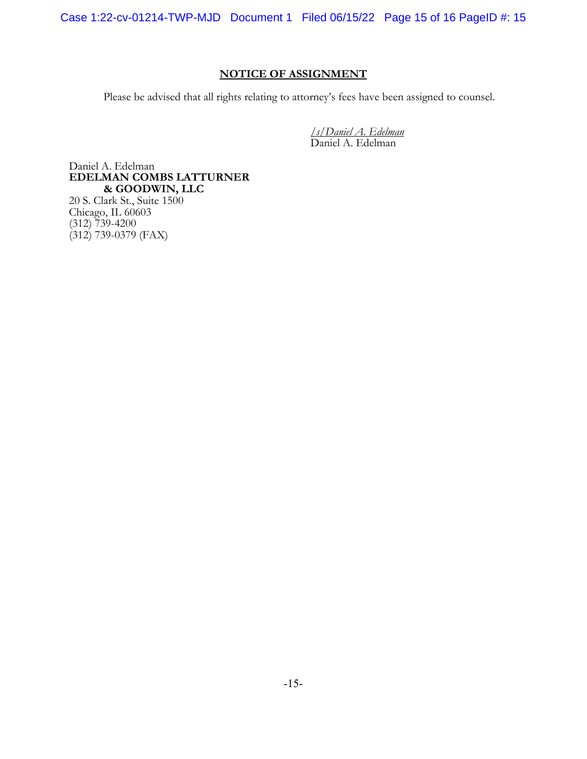## NOTICE OF ASSIGNMENT

Please be advised that all rights relating to attorney's fees have been assigned to counsel.

*/s/Daniel A. Edelman*
Daniel A. Edelman

Daniel A. Edelman
**EDELMAN COMBS LATTURNER**
**& GOODWIN, LLC**
20 S. Clark St., Suite 1500
Chicago, IL 60603
(312) 739-4200
(312) 739-0379 (FAX)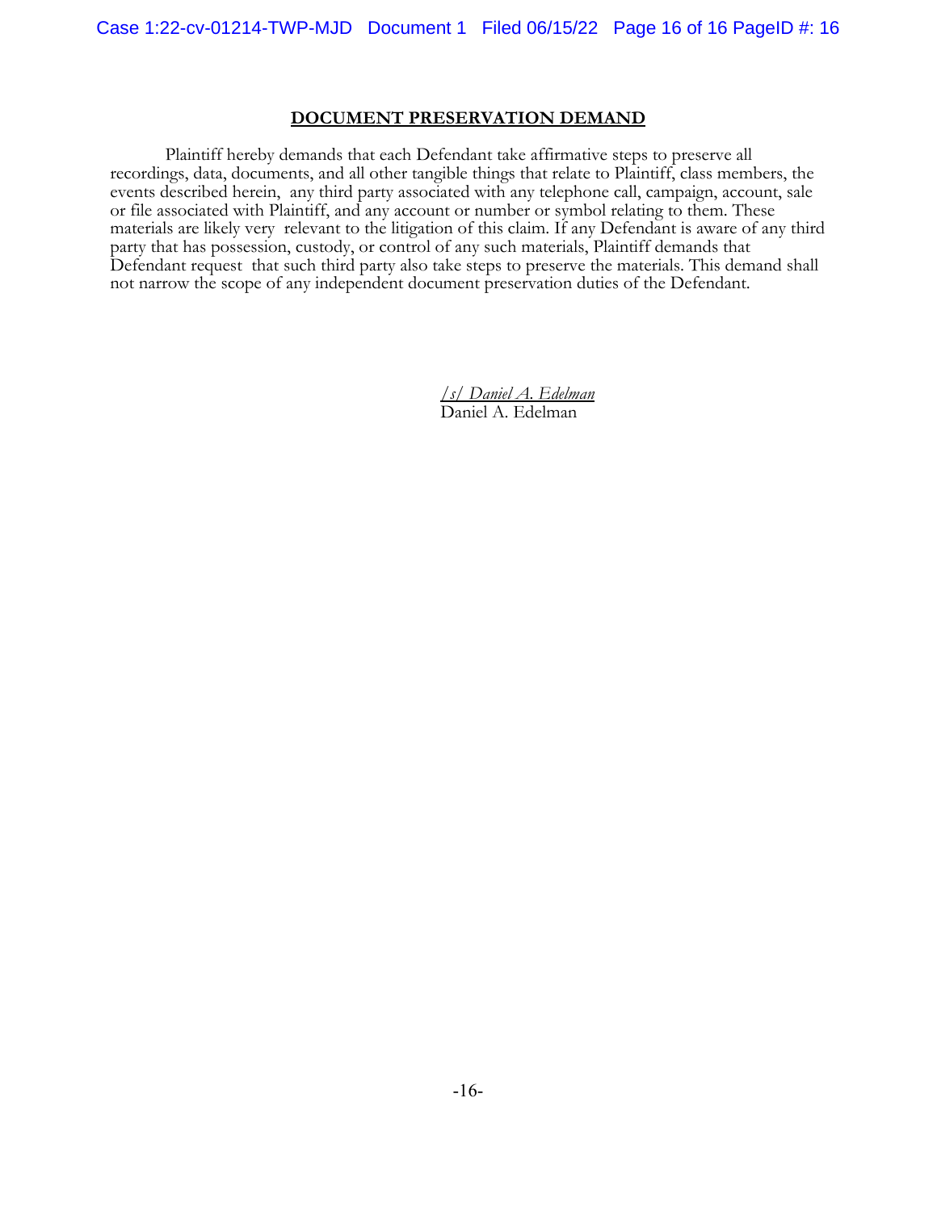## DOCUMENT PRESERVATION DEMAND

Plaintiff hereby demands that each Defendant take affirmative steps to preserve all recordings, data, documents, and all other tangible things that relate to Plaintiff, class members, the events described herein, any third party associated with any telephone call, campaign, account, sale or file associated with Plaintiff, and any account or number or symbol relating to them. These materials are likely very relevant to the litigation of this claim. If any Defendant is aware of any third party that has possession, custody, or control of any such materials, Plaintiff demands that Defendant request that such third party also take steps to preserve the materials. This demand shall not narrow the scope of any independent document preservation duties of the Defendant.

*/s/ Daniel A. Edelman*
Daniel A. Edelman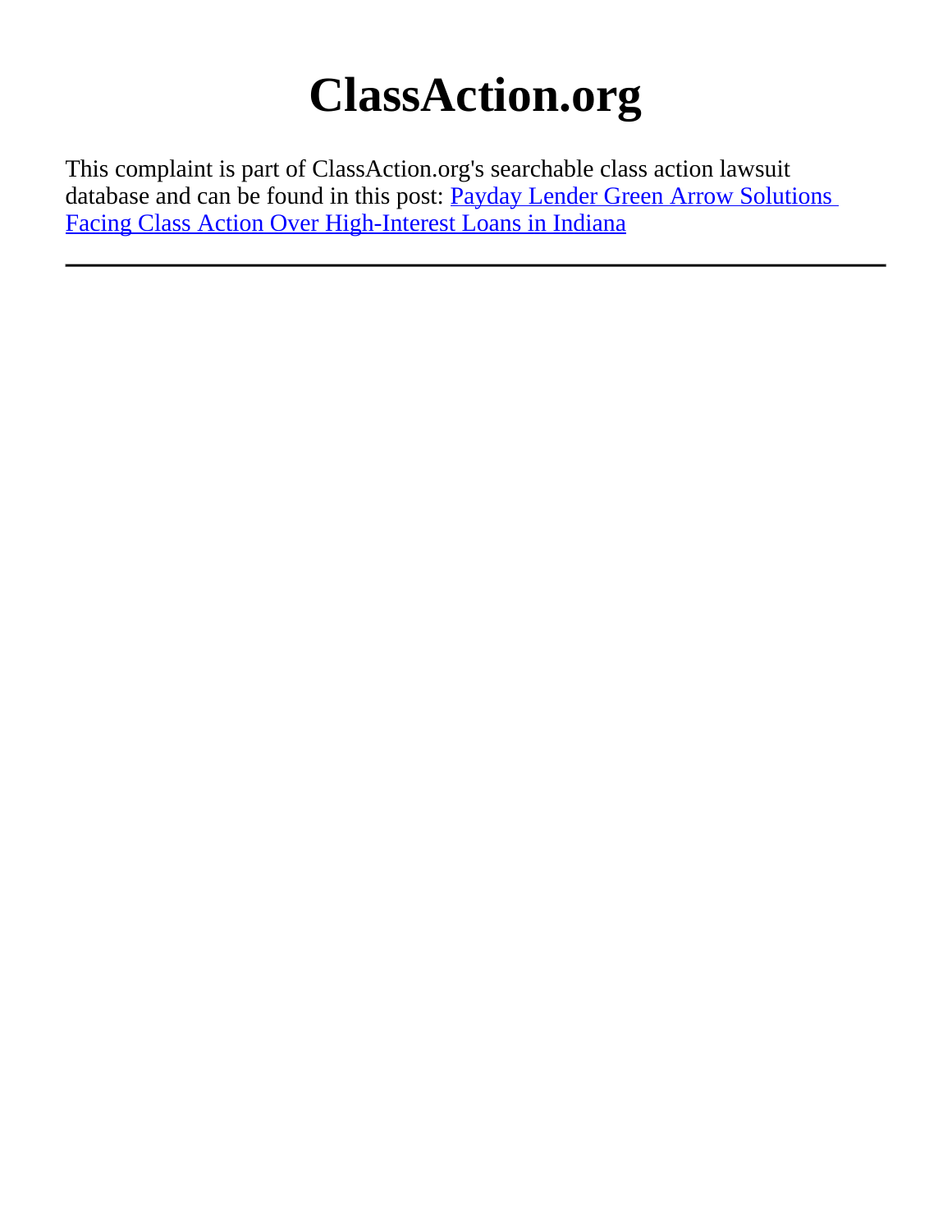# ClassAction.org

This complaint is part of ClassAction.org's searchable class action lawsuit database and can be found in this post: [Payday Lender Green Arrow Solutions Facing Class Action Over High-Interest Loans in Indiana]

---